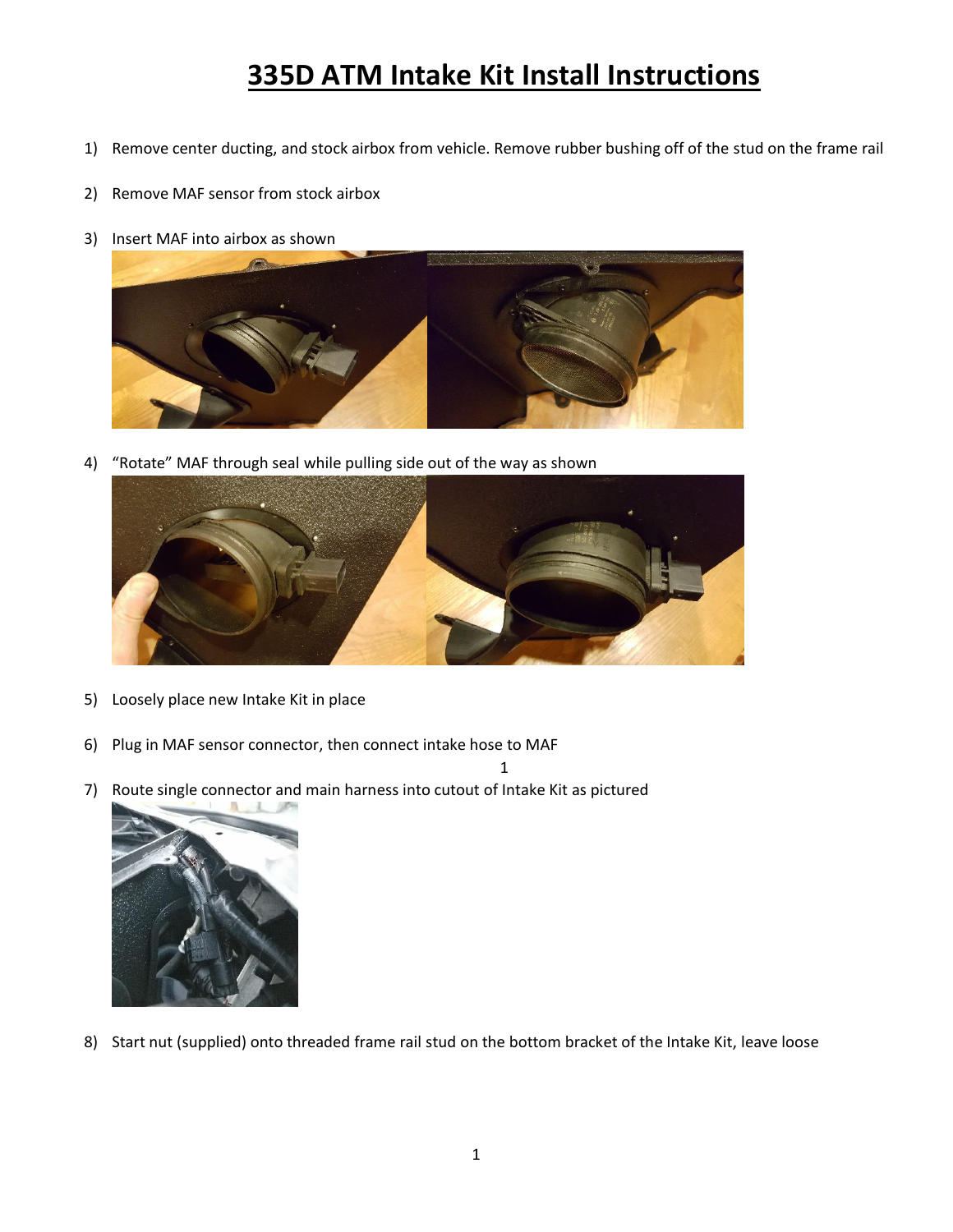# 335D ATM Intake Kit Install Instructions

1) Remove center ducting, and stock airbox from vehicle. Remove rubber bushing off of the stud on the frame rail

2) Remove MAF sensor from stock airbox

3) Insert MAF into airbox as shown

4) "Rotate" MAF through seal while pulling side out of the way as shown

5) Loosely place new Intake Kit in place

6) Plug in MAF sensor connector, then connect intake hose to MAF

7) Route single connector and main harness into cutout of Intake Kit as pictured

8) Start nut (supplied) onto threaded frame rail stud on the bottom bracket of the Intake Kit, leave loose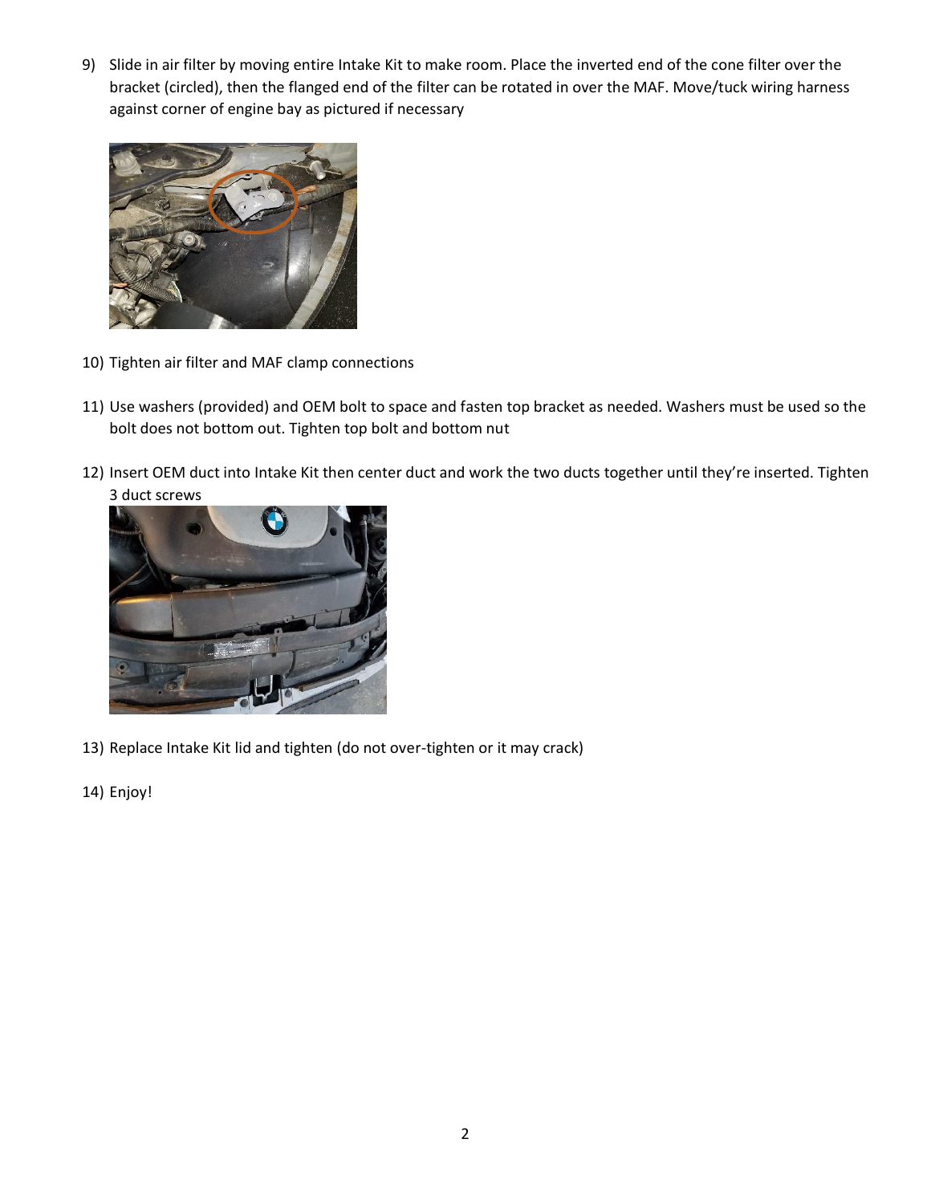9) Slide in air filter by moving entire Intake Kit to make room. Place the inverted end of the cone filter over the bracket (circled), then the flanged end of the filter can be rotated in over the MAF. Move/tuck wiring harness against corner of engine bay as pictured if necessary

10) Tighten air filter and MAF clamp connections

11) Use washers (provided) and OEM bolt to space and fasten top bracket as needed. Washers must be used so the bolt does not bottom out. Tighten top bolt and bottom nut

12) Insert OEM duct into Intake Kit then center duct and work the two ducts together until they're inserted. Tighten 3 duct screws

13) Replace Intake Kit lid and tighten (do not over-tighten or it may crack)

14) Enjoy!